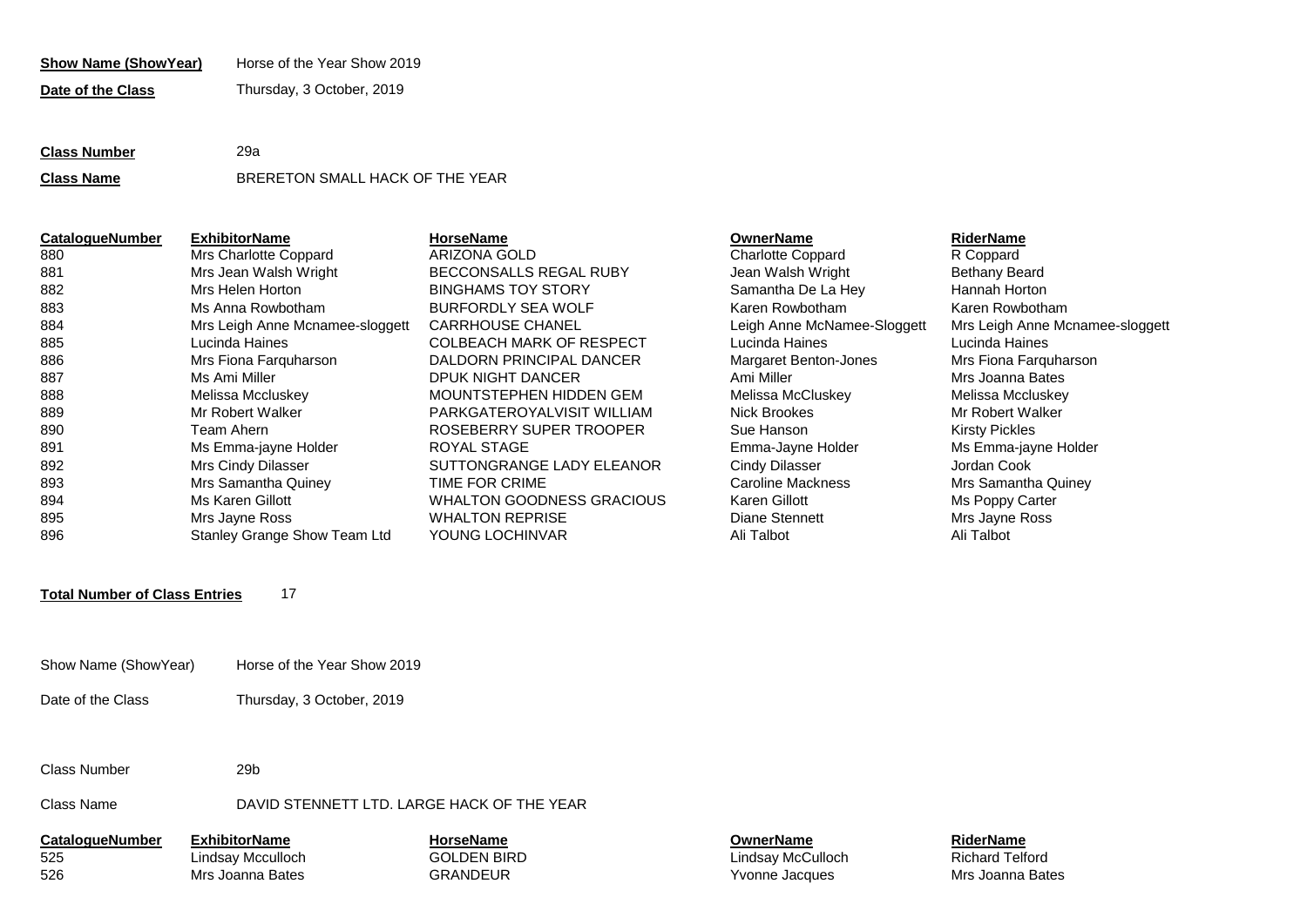**Show Name (ShowYear)** Horse of the Year Show 2019

**Date of the Class** Thursday, 3 October, 2019

**Class Number** 29a

**Class Name** BRERETON SMALL HACK OF THE YEAR

| CatalogueNumber | ExhibitorName | HorseName | OwnerName | RiderName |
|---|---|---|---|---|
| 880 | Mrs Charlotte Coppard | ARIZONA GOLD | Charlotte Coppard | R Coppard |
| 881 | Mrs Jean Walsh Wright | BECCONSALLS REGAL RUBY | Jean Walsh Wright | Bethany Beard |
| 882 | Mrs Helen Horton | BINGHAMS TOY STORY | Samantha De La Hey | Hannah Horton |
| 883 | Ms Anna Rowbotham | BURFORDLY SEA WOLF | Karen Rowbotham | Karen Rowbotham |
| 884 | Mrs Leigh Anne Mcnamee-sloggett | CARRHOUSE CHANEL | Leigh Anne McNamee-Sloggett | Mrs Leigh Anne Mcnamee-sloggett |
| 885 | Lucinda Haines | COLBEACH MARK OF RESPECT | Lucinda Haines | Lucinda Haines |
| 886 | Mrs Fiona Farquharson | DALDORN PRINCIPAL DANCER | Margaret Benton-Jones | Mrs Fiona Farquharson |
| 887 | Ms Ami Miller | DPUK NIGHT DANCER | Ami Miller | Mrs Joanna Bates |
| 888 | Melissa Mccluskey | MOUNTSTEPHEN HIDDEN GEM | Melissa McCluskey | Melissa Mccluskey |
| 889 | Mr Robert Walker | PARKGATEROYALVISIT WILLIAM | Nick Brookes | Mr Robert Walker |
| 890 | Team Ahern | ROSEBERRY SUPER TROOPER | Sue Hanson | Kirsty Pickles |
| 891 | Ms Emma-jayne Holder | ROYAL STAGE | Emma-Jayne Holder | Ms Emma-jayne Holder |
| 892 | Mrs Cindy Dilasser | SUTTONGRANGE LADY ELEANOR | Cindy Dilasser | Jordan Cook |
| 893 | Mrs Samantha Quiney | TIME FOR CRIME | Caroline Mackness | Mrs Samantha Quiney |
| 894 | Ms Karen Gillott | WHALTON GOODNESS GRACIOUS | Karen Gillott | Ms Poppy Carter |
| 895 | Mrs Jayne Ross | WHALTON REPRISE | Diane Stennett | Mrs Jayne Ross |
| 896 | Stanley Grange Show Team Ltd | YOUNG LOCHINVAR | Ali Talbot | Ali Talbot |

**Total Number of Class Entries** 17

Show Name (ShowYear) Horse of the Year Show 2019

Date of the Class Thursday, 3 October, 2019

Class Number 29b

Class Name DAVID STENNETT LTD. LARGE HACK OF THE YEAR

| CatalogueNumber | ExhibitorName | HorseName | OwnerName | RiderName |
|---|---|---|---|---|
| 525 | Lindsay Mcculloch | GOLDEN BIRD | Lindsay McCulloch | Richard Telford |
| 526 | Mrs Joanna Bates | GRANDEUR | Yvonne Jacques | Mrs Joanna Bates |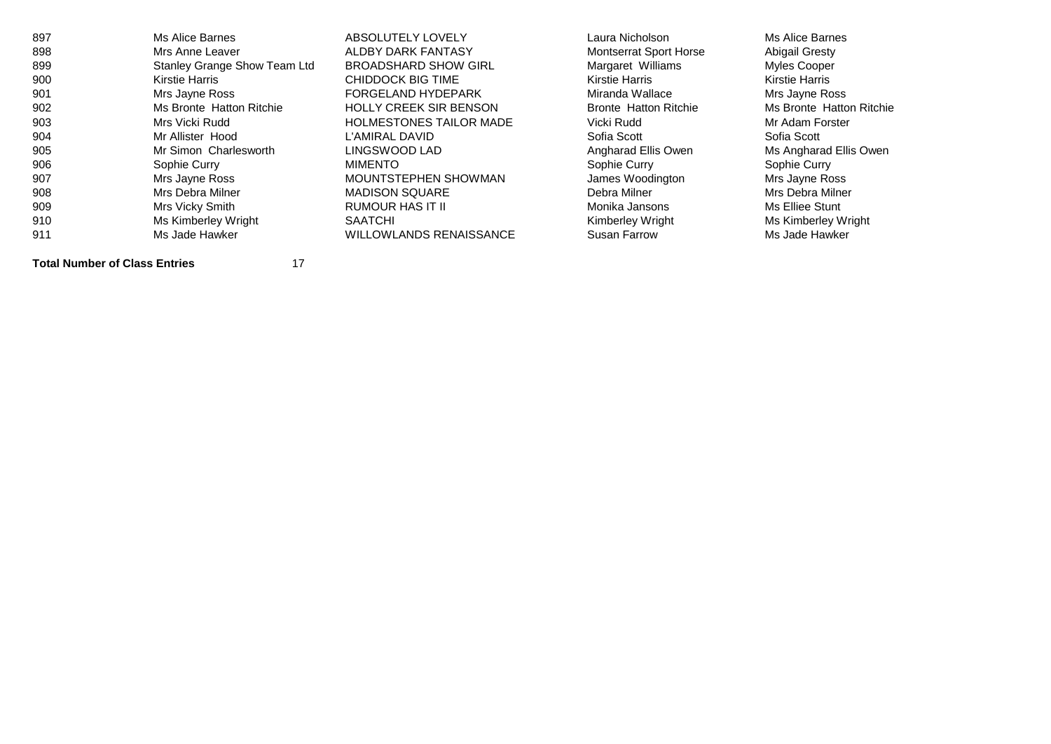| | | | | |
|---|---|---|---|---|
| 897 | Ms Alice Barnes | ABSOLUTELY LOVELY | Laura Nicholson | Ms Alice Barnes |
| 898 | Mrs Anne Leaver | ALDBY DARK FANTASY | Montserrat Sport Horse | Abigail Gresty |
| 899 | Stanley Grange Show Team Ltd | BROADSHARD SHOW GIRL | Margaret Williams | Myles Cooper |
| 900 | Kirstie Harris | CHIDDOCK BIG TIME | Kirstie Harris | Kirstie Harris |
| 901 | Mrs Jayne Ross | FORGELAND HYDEPARK | Miranda Wallace | Mrs Jayne Ross |
| 902 | Ms Bronte Hatton Ritchie | HOLLY CREEK SIR BENSON | Bronte Hatton Ritchie | Ms Bronte Hatton Ritchie |
| 903 | Mrs Vicki Rudd | HOLMESTONES TAILOR MADE | Vicki Rudd | Mr Adam Forster |
| 904 | Mr Allister Hood | L'AMIRAL DAVID | Sofia Scott | Sofia Scott |
| 905 | Mr Simon Charlesworth | LINGSWOOD LAD | Angharad Ellis Owen | Ms Angharad Ellis Owen |
| 906 | Sophie Curry | MIMENTO | Sophie Curry | Sophie Curry |
| 907 | Mrs Jayne Ross | MOUNTSTEPHEN SHOWMAN | James Woodington | Mrs Jayne Ross |
| 908 | Mrs Debra Milner | MADISON SQUARE | Debra Milner | Mrs Debra Milner |
| 909 | Mrs Vicky Smith | RUMOUR HAS IT II | Monika Jansons | Ms Elliee Stunt |
| 910 | Ms Kimberley Wright | SAATCHI | Kimberley Wright | Ms Kimberley Wright |
| 911 | Ms Jade Hawker | WILLOWLANDS RENAISSANCE | Susan Farrow | Ms Jade Hawker |

**Total Number of Class Entries** 17